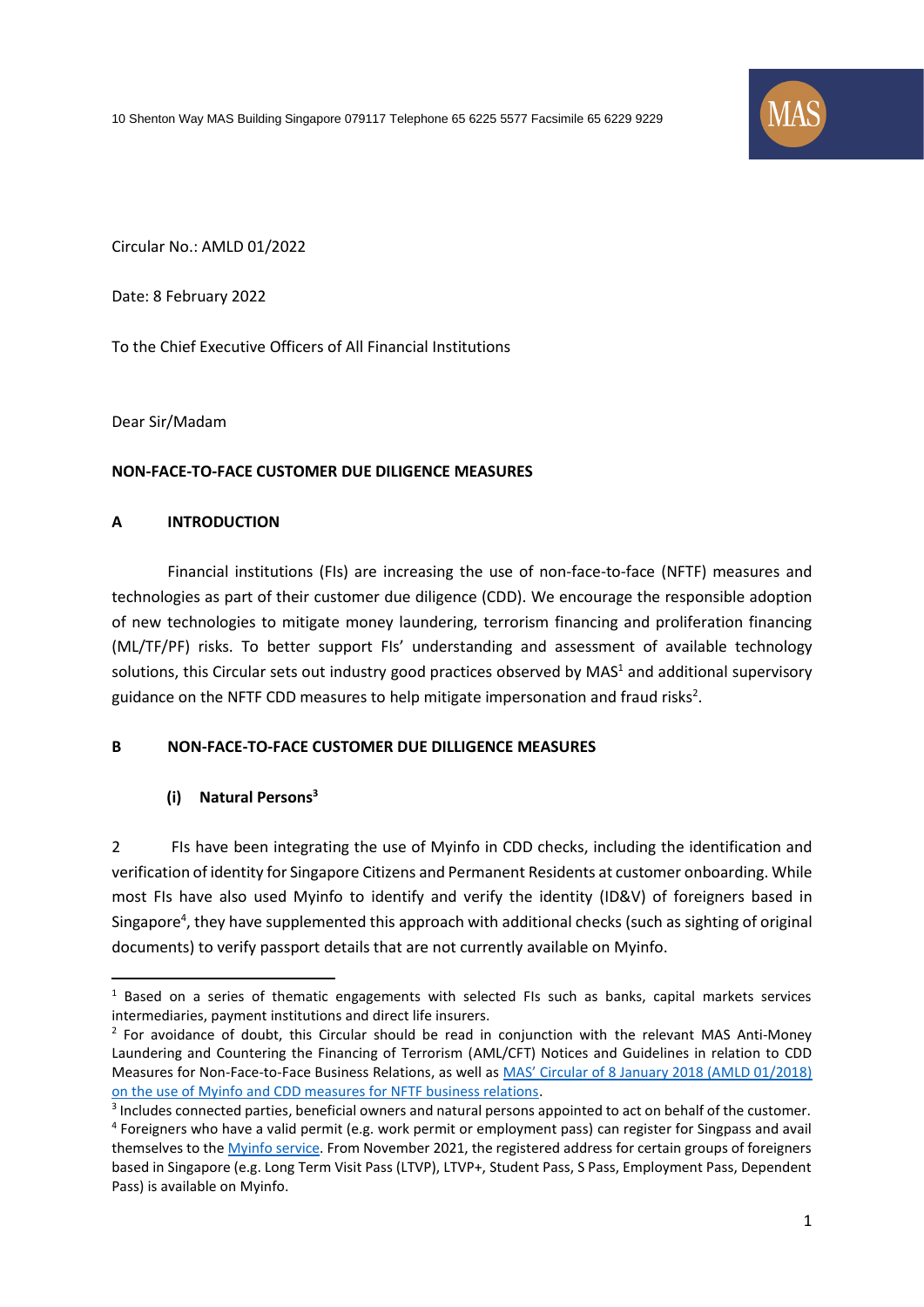10 Shenton Way MAS Building Singapore 079117 Telephone 65 6225 5577 Facsimile 65 6229 9229

Circular No.: AMLD 01/2022

Date: 8 February 2022

To the Chief Executive Officers of All Financial Institutions

Dear Sir/Madam

**NON-FACE-TO-FACE CUSTOMER DUE DILIGENCE MEASURES**

## A INTRODUCTION

Financial institutions (FIs) are increasing the use of non-face-to-face (NFTF) measures and technologies as part of their customer due diligence (CDD). We encourage the responsible adoption of new technologies to mitigate money laundering, terrorism financing and proliferation financing (ML/TF/PF) risks. To better support FIs' understanding and assessment of available technology solutions, this Circular sets out industry good practices observed by MAS[1] and additional supervisory guidance on the NFTF CDD measures to help mitigate impersonation and fraud risks[2].

## B NON-FACE-TO-FACE CUSTOMER DUE DILLIGENCE MEASURES

### (i) Natural Persons[3]

2 FIs have been integrating the use of Myinfo in CDD checks, including the identification and verification of identity for Singapore Citizens and Permanent Residents at customer onboarding. While most FIs have also used Myinfo to identify and verify the identity (ID&V) of foreigners based in Singapore[4], they have supplemented this approach with additional checks (such as sighting of original documents) to verify passport details that are not currently available on Myinfo.

---

[1] Based on a series of thematic engagements with selected FIs such as banks, capital markets services intermediaries, payment institutions and direct life insurers.

[2] For avoidance of doubt, this Circular should be read in conjunction with the relevant MAS Anti-Money Laundering and Countering the Financing of Terrorism (AML/CFT) Notices and Guidelines in relation to CDD Measures for Non-Face-to-Face Business Relations, as well as MAS' Circular of 8 January 2018 (AMLD 01/2018) on the use of Myinfo and CDD measures for NFTF business relations.

[3] Includes connected parties, beneficial owners and natural persons appointed to act on behalf of the customer.

[4] Foreigners who have a valid permit (e.g. work permit or employment pass) can register for Singpass and avail themselves to the Myinfo service. From November 2021, the registered address for certain groups of foreigners based in Singapore (e.g. Long Term Visit Pass (LTVP), LTVP+, Student Pass, S Pass, Employment Pass, Dependent Pass) is available on Myinfo.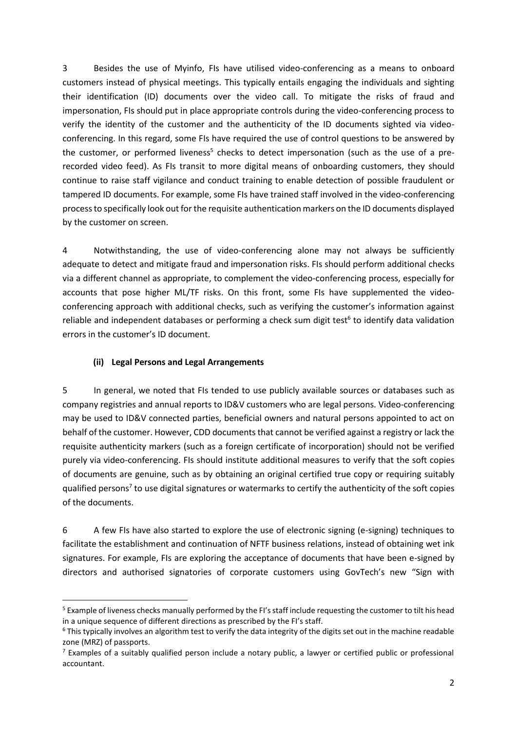3 Besides the use of Myinfo, FIs have utilised video-conferencing as a means to onboard customers instead of physical meetings. This typically entails engaging the individuals and sighting their identification (ID) documents over the video call. To mitigate the risks of fraud and impersonation, FIs should put in place appropriate controls during the video-conferencing process to verify the identity of the customer and the authenticity of the ID documents sighted via video-conferencing. In this regard, some FIs have required the use of control questions to be answered by the customer, or performed liveness[5] checks to detect impersonation (such as the use of a pre-recorded video feed). As FIs transit to more digital means of onboarding customers, they should continue to raise staff vigilance and conduct training to enable detection of possible fraudulent or tampered ID documents. For example, some FIs have trained staff involved in the video-conferencing process to specifically look out for the requisite authentication markers on the ID documents displayed by the customer on screen.

4 Notwithstanding, the use of video-conferencing alone may not always be sufficiently adequate to detect and mitigate fraud and impersonation risks. FIs should perform additional checks via a different channel as appropriate, to complement the video-conferencing process, especially for accounts that pose higher ML/TF risks. On this front, some FIs have supplemented the video-conferencing approach with additional checks, such as verifying the customer's information against reliable and independent databases or performing a check sum digit test[6] to identify data validation errors in the customer's ID document.

### (ii) Legal Persons and Legal Arrangements

5 In general, we noted that FIs tended to use publicly available sources or databases such as company registries and annual reports to ID&V customers who are legal persons. Video-conferencing may be used to ID&V connected parties, beneficial owners and natural persons appointed to act on behalf of the customer. However, CDD documents that cannot be verified against a registry or lack the requisite authenticity markers (such as a foreign certificate of incorporation) should not be verified purely via video-conferencing. FIs should institute additional measures to verify that the soft copies of documents are genuine, such as by obtaining an original certified true copy or requiring suitably qualified persons[7] to use digital signatures or watermarks to certify the authenticity of the soft copies of the documents.

6 A few FIs have also started to explore the use of electronic signing (e-signing) techniques to facilitate the establishment and continuation of NFTF business relations, instead of obtaining wet ink signatures. For example, FIs are exploring the acceptance of documents that have been e-signed by directors and authorised signatories of corporate customers using GovTech's new "Sign with

---

[5] Example of liveness checks manually performed by the FI's staff include requesting the customer to tilt his head in a unique sequence of different directions as prescribed by the FI's staff.

[6] This typically involves an algorithm test to verify the data integrity of the digits set out in the machine readable zone (MRZ) of passports.

[7] Examples of a suitably qualified person include a notary public, a lawyer or certified public or professional accountant.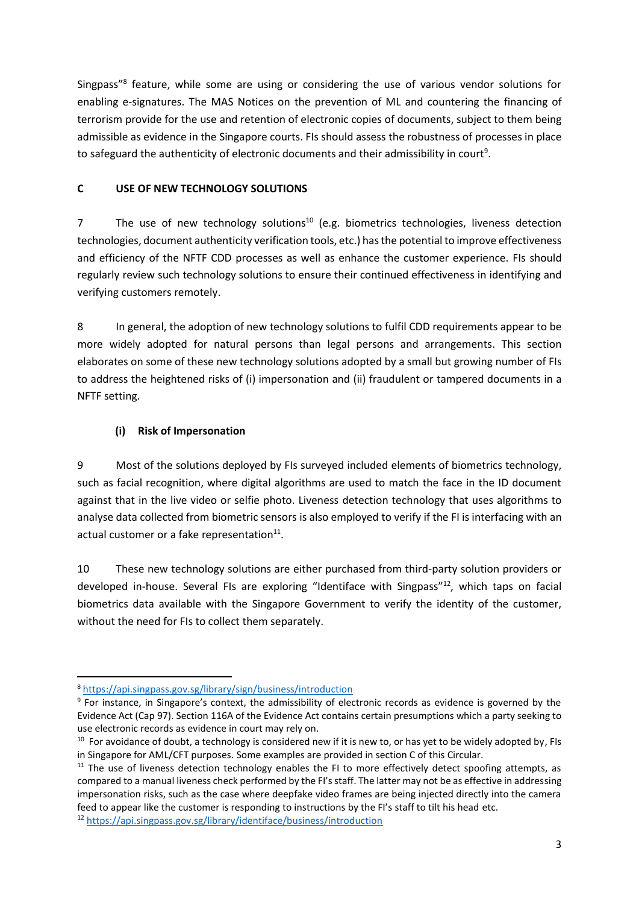Singpass"[8] feature, while some are using or considering the use of various vendor solutions for enabling e-signatures. The MAS Notices on the prevention of ML and countering the financing of terrorism provide for the use and retention of electronic copies of documents, subject to them being admissible as evidence in the Singapore courts. FIs should assess the robustness of processes in place to safeguard the authenticity of electronic documents and their admissibility in court[9].

## C USE OF NEW TECHNOLOGY SOLUTIONS

7 The use of new technology solutions[10] (e.g. biometrics technologies, liveness detection technologies, document authenticity verification tools, etc.) has the potential to improve effectiveness and efficiency of the NFTF CDD processes as well as enhance the customer experience. FIs should regularly review such technology solutions to ensure their continued effectiveness in identifying and verifying customers remotely.

8 In general, the adoption of new technology solutions to fulfil CDD requirements appear to be more widely adopted for natural persons than legal persons and arrangements. This section elaborates on some of these new technology solutions adopted by a small but growing number of FIs to address the heightened risks of (i) impersonation and (ii) fraudulent or tampered documents in a NFTF setting.

### (i) Risk of Impersonation

9 Most of the solutions deployed by FIs surveyed included elements of biometrics technology, such as facial recognition, where digital algorithms are used to match the face in the ID document against that in the live video or selfie photo. Liveness detection technology that uses algorithms to analyse data collected from biometric sensors is also employed to verify if the FI is interfacing with an actual customer or a fake representation[11].

10 These new technology solutions are either purchased from third-party solution providers or developed in-house. Several FIs are exploring "Identiface with Singpass"[12], which taps on facial biometrics data available with the Singapore Government to verify the identity of the customer, without the need for FIs to collect them separately.

---

[8] https://api.singpass.gov.sg/library/sign/business/introduction

[9] For instance, in Singapore's context, the admissibility of electronic records as evidence is governed by the Evidence Act (Cap 97). Section 116A of the Evidence Act contains certain presumptions which a party seeking to use electronic records as evidence in court may rely on.

[10] For avoidance of doubt, a technology is considered new if it is new to, or has yet to be widely adopted by, FIs in Singapore for AML/CFT purposes. Some examples are provided in section C of this Circular.

[11] The use of liveness detection technology enables the FI to more effectively detect spoofing attempts, as compared to a manual liveness check performed by the FI's staff. The latter may not be as effective in addressing impersonation risks, such as the case where deepfake video frames are being injected directly into the camera feed to appear like the customer is responding to instructions by the FI's staff to tilt his head etc.

[12] https://api.singpass.gov.sg/library/identiface/business/introduction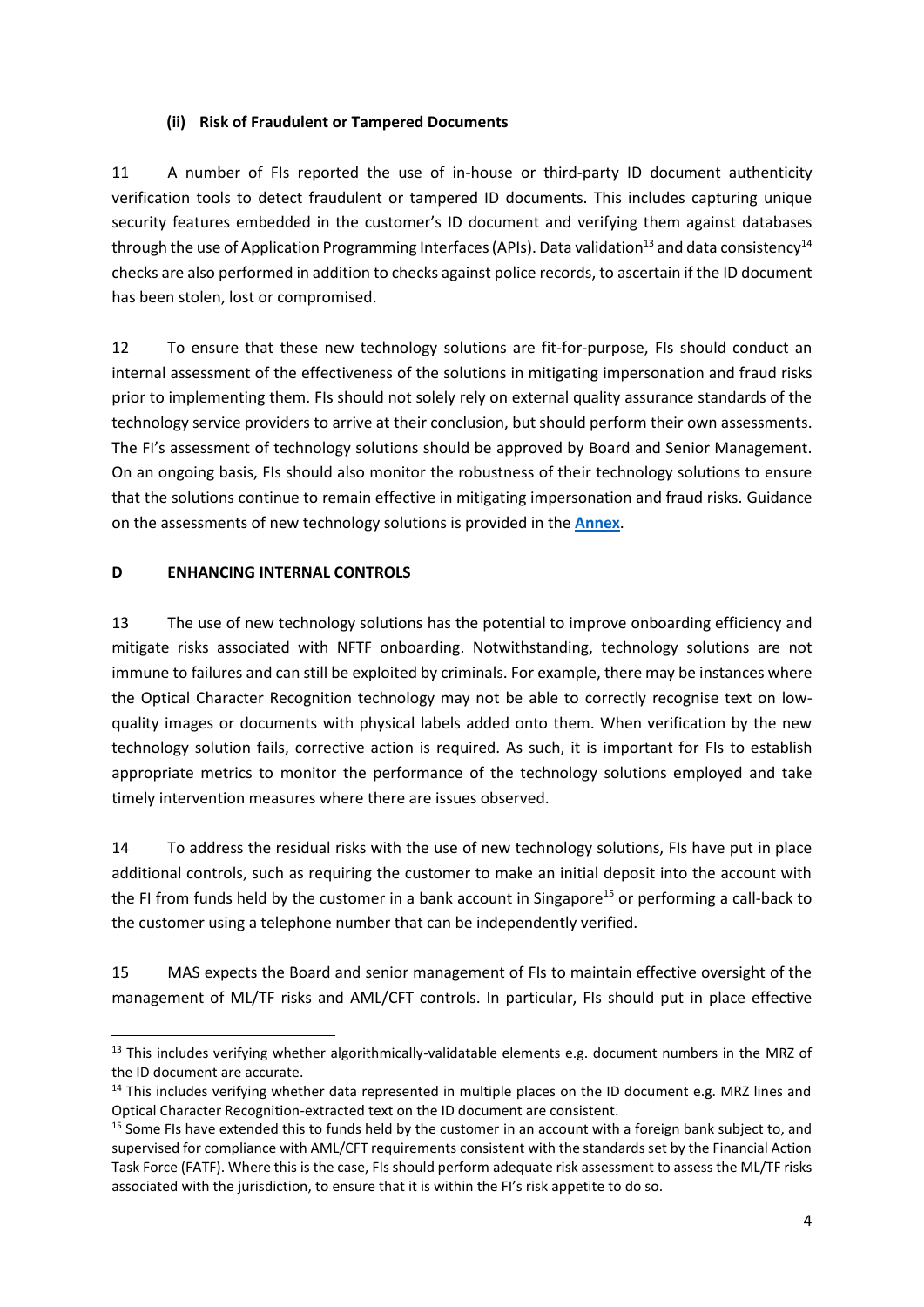### (ii) Risk of Fraudulent or Tampered Documents

11 A number of FIs reported the use of in-house or third-party ID document authenticity verification tools to detect fraudulent or tampered ID documents. This includes capturing unique security features embedded in the customer's ID document and verifying them against databases through the use of Application Programming Interfaces (APIs). Data validation[13] and data consistency[14] checks are also performed in addition to checks against police records, to ascertain if the ID document has been stolen, lost or compromised.

12 To ensure that these new technology solutions are fit-for-purpose, FIs should conduct an internal assessment of the effectiveness of the solutions in mitigating impersonation and fraud risks prior to implementing them. FIs should not solely rely on external quality assurance standards of the technology service providers to arrive at their conclusion, but should perform their own assessments. The FI's assessment of technology solutions should be approved by Board and Senior Management. On an ongoing basis, FIs should also monitor the robustness of their technology solutions to ensure that the solutions continue to remain effective in mitigating impersonation and fraud risks. Guidance on the assessments of new technology solutions is provided in the **Annex**.

## D ENHANCING INTERNAL CONTROLS

13 The use of new technology solutions has the potential to improve onboarding efficiency and mitigate risks associated with NFTF onboarding. Notwithstanding, technology solutions are not immune to failures and can still be exploited by criminals. For example, there may be instances where the Optical Character Recognition technology may not be able to correctly recognise text on low-quality images or documents with physical labels added onto them. When verification by the new technology solution fails, corrective action is required. As such, it is important for FIs to establish appropriate metrics to monitor the performance of the technology solutions employed and take timely intervention measures where there are issues observed.

14 To address the residual risks with the use of new technology solutions, FIs have put in place additional controls, such as requiring the customer to make an initial deposit into the account with the FI from funds held by the customer in a bank account in Singapore[15] or performing a call-back to the customer using a telephone number that can be independently verified.

15 MAS expects the Board and senior management of FIs to maintain effective oversight of the management of ML/TF risks and AML/CFT controls. In particular, FIs should put in place effective

---

[13] This includes verifying whether algorithmically-validatable elements e.g. document numbers in the MRZ of the ID document are accurate.

[14] This includes verifying whether data represented in multiple places on the ID document e.g. MRZ lines and Optical Character Recognition-extracted text on the ID document are consistent.

[15] Some FIs have extended this to funds held by the customer in an account with a foreign bank subject to, and supervised for compliance with AML/CFT requirements consistent with the standards set by the Financial Action Task Force (FATF). Where this is the case, FIs should perform adequate risk assessment to assess the ML/TF risks associated with the jurisdiction, to ensure that it is within the FI's risk appetite to do so.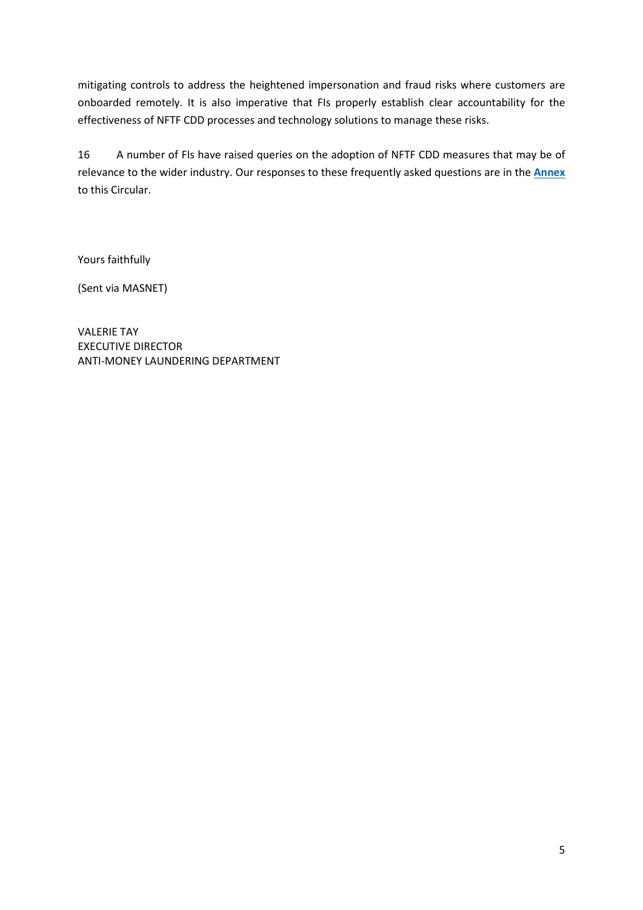mitigating controls to address the heightened impersonation and fraud risks where customers are onboarded remotely. It is also imperative that FIs properly establish clear accountability for the effectiveness of NFTF CDD processes and technology solutions to manage these risks.

16 A number of FIs have raised queries on the adoption of NFTF CDD measures that may be of relevance to the wider industry. Our responses to these frequently asked questions are in the **Annex** to this Circular.

Yours faithfully

(Sent via MASNET)

VALERIE TAY
EXECUTIVE DIRECTOR
ANTI-MONEY LAUNDERING DEPARTMENT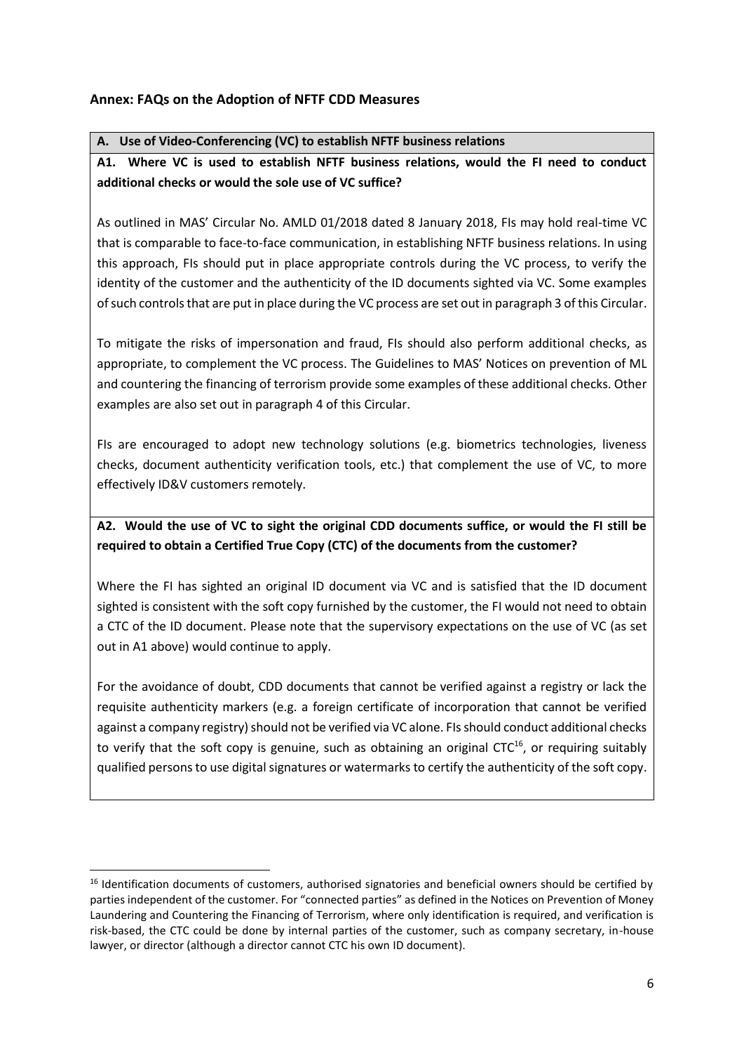## Annex: FAQs on the Adoption of NFTF CDD Measures

### A. Use of Video-Conferencing (VC) to establish NFTF business relations

**A1. Where VC is used to establish NFTF business relations, would the FI need to conduct additional checks or would the sole use of VC suffice?**

As outlined in MAS' Circular No. AMLD 01/2018 dated 8 January 2018, FIs may hold real-time VC that is comparable to face-to-face communication, in establishing NFTF business relations. In using this approach, FIs should put in place appropriate controls during the VC process, to verify the identity of the customer and the authenticity of the ID documents sighted via VC. Some examples of such controls that are put in place during the VC process are set out in paragraph 3 of this Circular.

To mitigate the risks of impersonation and fraud, FIs should also perform additional checks, as appropriate, to complement the VC process. The Guidelines to MAS' Notices on prevention of ML and countering the financing of terrorism provide some examples of these additional checks. Other examples are also set out in paragraph 4 of this Circular.

FIs are encouraged to adopt new technology solutions (e.g. biometrics technologies, liveness checks, document authenticity verification tools, etc.) that complement the use of VC, to more effectively ID&V customers remotely.

**A2. Would the use of VC to sight the original CDD documents suffice, or would the FI still be required to obtain a Certified True Copy (CTC) of the documents from the customer?**

Where the FI has sighted an original ID document via VC and is satisfied that the ID document sighted is consistent with the soft copy furnished by the customer, the FI would not need to obtain a CTC of the ID document. Please note that the supervisory expectations on the use of VC (as set out in A1 above) would continue to apply.

For the avoidance of doubt, CDD documents that cannot be verified against a registry or lack the requisite authenticity markers (e.g. a foreign certificate of incorporation that cannot be verified against a company registry) should not be verified via VC alone. FIs should conduct additional checks to verify that the soft copy is genuine, such as obtaining an original CTC[16], or requiring suitably qualified persons to use digital signatures or watermarks to certify the authenticity of the soft copy.

---

[16] Identification documents of customers, authorised signatories and beneficial owners should be certified by parties independent of the customer. For "connected parties" as defined in the Notices on Prevention of Money Laundering and Countering the Financing of Terrorism, where only identification is required, and verification is risk-based, the CTC could be done by internal parties of the customer, such as company secretary, in-house lawyer, or director (although a director cannot CTC his own ID document).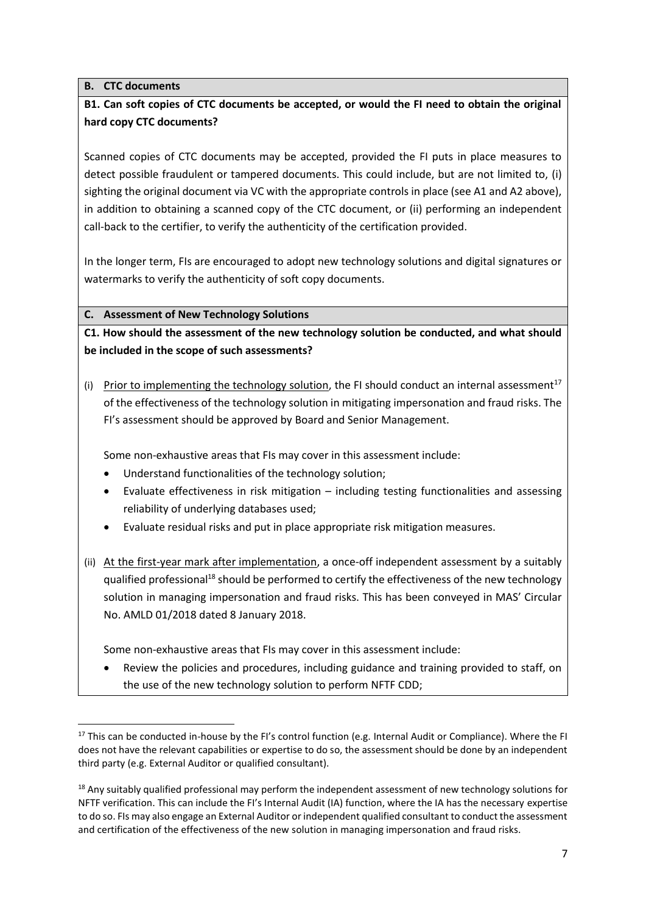## B. CTC documents

**B1. Can soft copies of CTC documents be accepted, or would the FI need to obtain the original hard copy CTC documents?**

Scanned copies of CTC documents may be accepted, provided the FI puts in place measures to detect possible fraudulent or tampered documents. This could include, but are not limited to, (i) sighting the original document via VC with the appropriate controls in place (see A1 and A2 above), in addition to obtaining a scanned copy of the CTC document, or (ii) performing an independent call-back to the certifier, to verify the authenticity of the certification provided.

In the longer term, FIs are encouraged to adopt new technology solutions and digital signatures or watermarks to verify the authenticity of soft copy documents.

## C. Assessment of New Technology Solutions

**C1. How should the assessment of the new technology solution be conducted, and what should be included in the scope of such assessments?**

(i) <u>Prior to implementing the technology solution</u>, the FI should conduct an internal assessment[17] of the effectiveness of the technology solution in mitigating impersonation and fraud risks. The FI's assessment should be approved by Board and Senior Management.

Some non-exhaustive areas that FIs may cover in this assessment include:

- Understand functionalities of the technology solution;
- Evaluate effectiveness in risk mitigation – including testing functionalities and assessing reliability of underlying databases used;
- Evaluate residual risks and put in place appropriate risk mitigation measures.

(ii) <u>At the first-year mark after implementation</u>, a once-off independent assessment by a suitably qualified professional[18] should be performed to certify the effectiveness of the new technology solution in managing impersonation and fraud risks. This has been conveyed in MAS' Circular No. AMLD 01/2018 dated 8 January 2018.

Some non-exhaustive areas that FIs may cover in this assessment include:

- Review the policies and procedures, including guidance and training provided to staff, on the use of the new technology solution to perform NFTF CDD;

---

[17] This can be conducted in-house by the FI's control function (e.g. Internal Audit or Compliance). Where the FI does not have the relevant capabilities or expertise to do so, the assessment should be done by an independent third party (e.g. External Auditor or qualified consultant).

[18] Any suitably qualified professional may perform the independent assessment of new technology solutions for NFTF verification. This can include the FI's Internal Audit (IA) function, where the IA has the necessary expertise to do so. FIs may also engage an External Auditor or independent qualified consultant to conduct the assessment and certification of the effectiveness of the new solution in managing impersonation and fraud risks.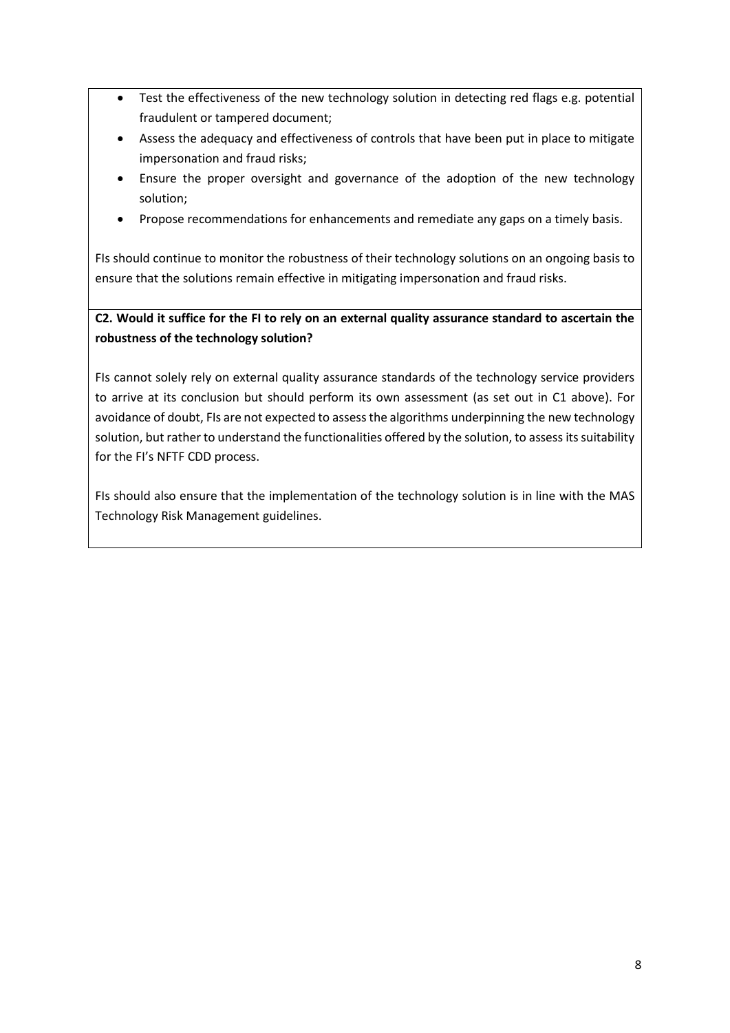- Test the effectiveness of the new technology solution in detecting red flags e.g. potential fraudulent or tampered document;
- Assess the adequacy and effectiveness of controls that have been put in place to mitigate impersonation and fraud risks;
- Ensure the proper oversight and governance of the adoption of the new technology solution;
- Propose recommendations for enhancements and remediate any gaps on a timely basis.

FIs should continue to monitor the robustness of their technology solutions on an ongoing basis to ensure that the solutions remain effective in mitigating impersonation and fraud risks.

**C2. Would it suffice for the FI to rely on an external quality assurance standard to ascertain the robustness of the technology solution?**

FIs cannot solely rely on external quality assurance standards of the technology service providers to arrive at its conclusion but should perform its own assessment (as set out in C1 above). For avoidance of doubt, FIs are not expected to assess the algorithms underpinning the new technology solution, but rather to understand the functionalities offered by the solution, to assess its suitability for the FI's NFTF CDD process.

FIs should also ensure that the implementation of the technology solution is in line with the MAS Technology Risk Management guidelines.